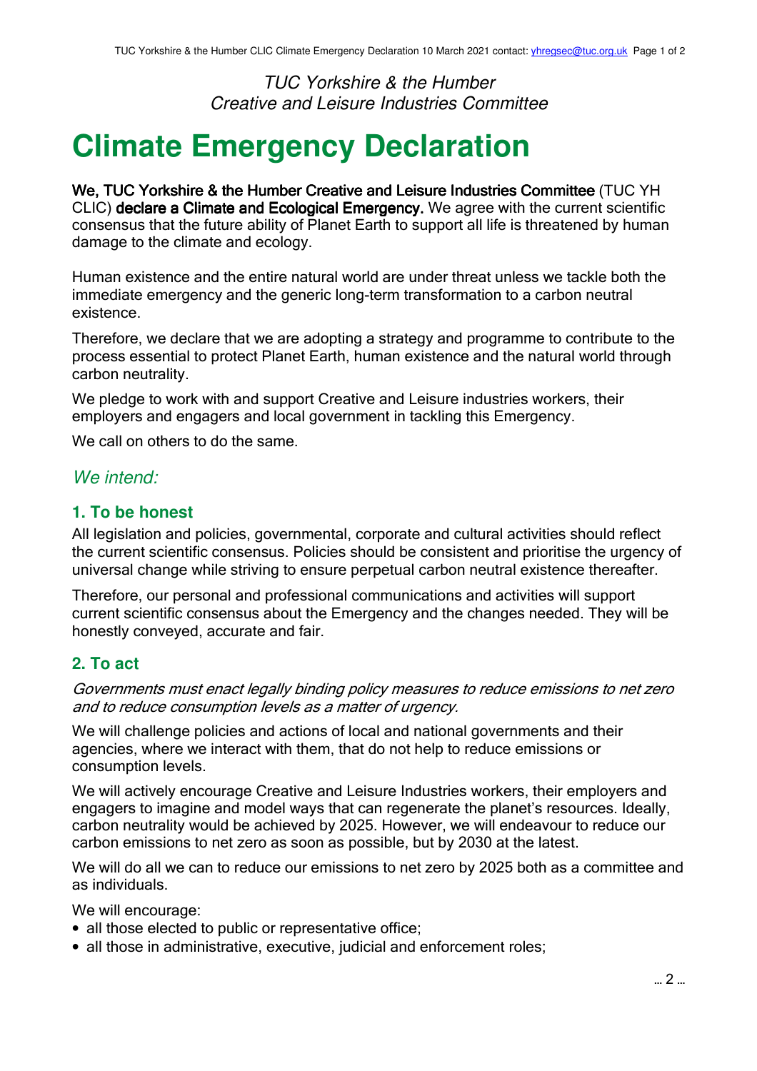*TUC Yorkshire & the Humber*
*Creative and Leisure Industries Committee*

# Climate Emergency Declaration

**We, TUC Yorkshire & the Humber Creative and Leisure Industries Committee** (TUC YH CLIC) **declare a Climate and Ecological Emergency.** We agree with the current scientific consensus that the future ability of Planet Earth to support all life is threatened by human damage to the climate and ecology.

Human existence and the entire natural world are under threat unless we tackle both the immediate emergency and the generic long-term transformation to a carbon neutral existence.

Therefore, we declare that we are adopting a strategy and programme to contribute to the process essential to protect Planet Earth, human existence and the natural world through carbon neutrality.

We pledge to work with and support Creative and Leisure industries workers, their employers and engagers and local government in tackling this Emergency.

We call on others to do the same.

## *We intend:*

### 1. To be honest

All legislation and policies, governmental, corporate and cultural activities should reflect the current scientific consensus. Policies should be consistent and prioritise the urgency of universal change while striving to ensure perpetual carbon neutral existence thereafter.

Therefore, our personal and professional communications and activities will support current scientific consensus about the Emergency and the changes needed. They will be honestly conveyed, accurate and fair.

### 2. To act

*Governments must enact legally binding policy measures to reduce emissions to net zero and to reduce consumption levels as a matter of urgency.*

We will challenge policies and actions of local and national governments and their agencies, where we interact with them, that do not help to reduce emissions or consumption levels.

We will actively encourage Creative and Leisure Industries workers, their employers and engagers to imagine and model ways that can regenerate the planet's resources. Ideally, carbon neutrality would be achieved by 2025. However, we will endeavour to reduce our carbon emissions to net zero as soon as possible, but by 2030 at the latest.

We will do all we can to reduce our emissions to net zero by 2025 both as a committee and as individuals.

We will encourage:

- all those elected to public or representative office;
- all those in administrative, executive, judicial and enforcement roles;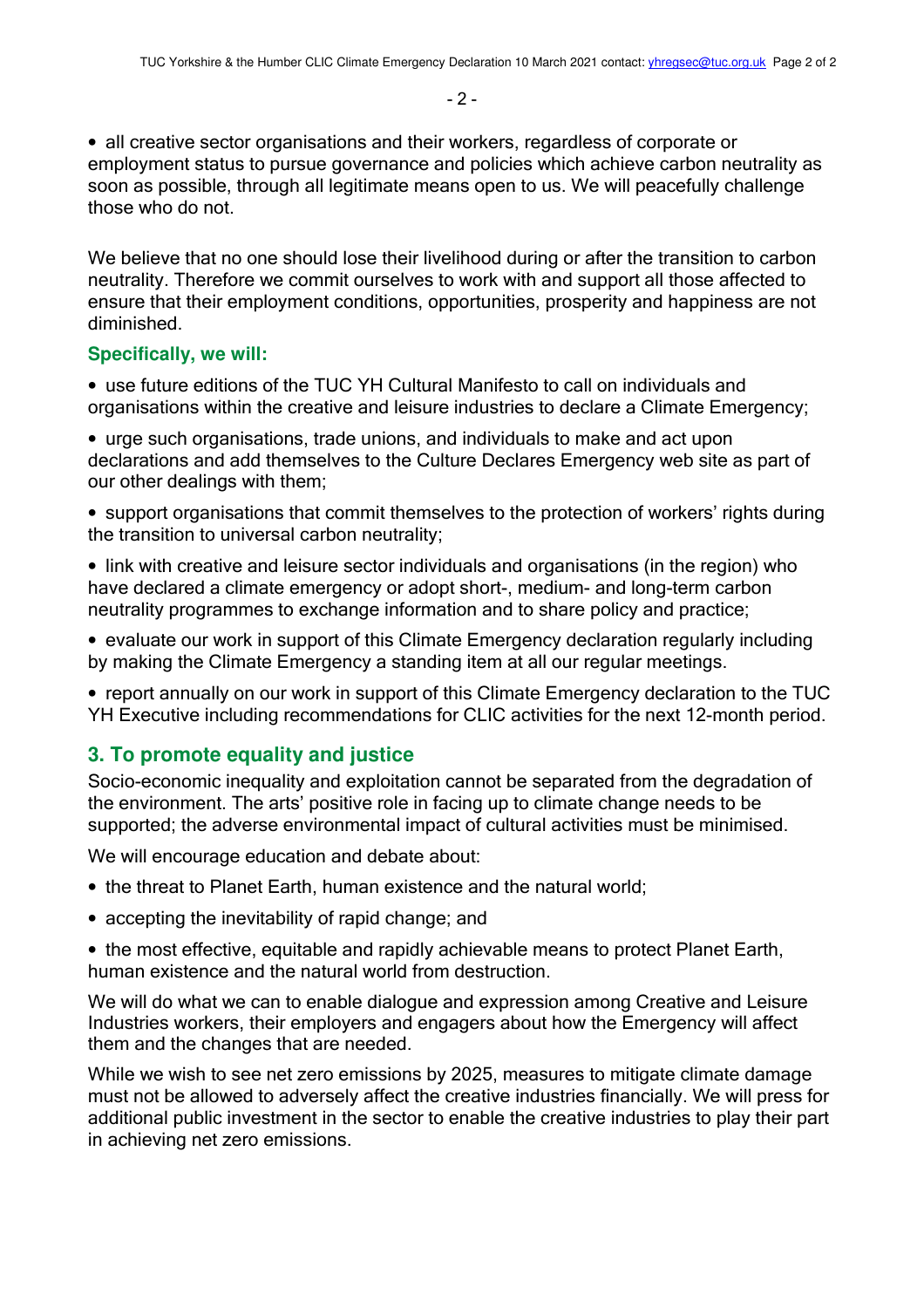- all creative sector organisations and their workers, regardless of corporate or employment status to pursue governance and policies which achieve carbon neutrality as soon as possible, through all legitimate means open to us. We will peacefully challenge those who do not.

We believe that no one should lose their livelihood during or after the transition to carbon neutrality. Therefore we commit ourselves to work with and support all those affected to ensure that their employment conditions, opportunities, prosperity and happiness are not diminished.

**Specifically, we will:**

- use future editions of the TUC YH Cultural Manifesto to call on individuals and organisations within the creative and leisure industries to declare a Climate Emergency;
- urge such organisations, trade unions, and individuals to make and act upon declarations and add themselves to the Culture Declares Emergency web site as part of our other dealings with them;
- support organisations that commit themselves to the protection of workers' rights during the transition to universal carbon neutrality;
- link with creative and leisure sector individuals and organisations (in the region) who have declared a climate emergency or adopt short-, medium- and long-term carbon neutrality programmes to exchange information and to share policy and practice;
- evaluate our work in support of this Climate Emergency declaration regularly including by making the Climate Emergency a standing item at all our regular meetings.
- report annually on our work in support of this Climate Emergency declaration to the TUC YH Executive including recommendations for CLIC activities for the next 12-month period.

## 3. To promote equality and justice

Socio-economic inequality and exploitation cannot be separated from the degradation of the environment. The arts' positive role in facing up to climate change needs to be supported; the adverse environmental impact of cultural activities must be minimised.

We will encourage education and debate about:

- the threat to Planet Earth, human existence and the natural world;
- accepting the inevitability of rapid change; and
- the most effective, equitable and rapidly achievable means to protect Planet Earth, human existence and the natural world from destruction.

We will do what we can to enable dialogue and expression among Creative and Leisure Industries workers, their employers and engagers about how the Emergency will affect them and the changes that are needed.

While we wish to see net zero emissions by 2025, measures to mitigate climate damage must not be allowed to adversely affect the creative industries financially. We will press for additional public investment in the sector to enable the creative industries to play their part in achieving net zero emissions.